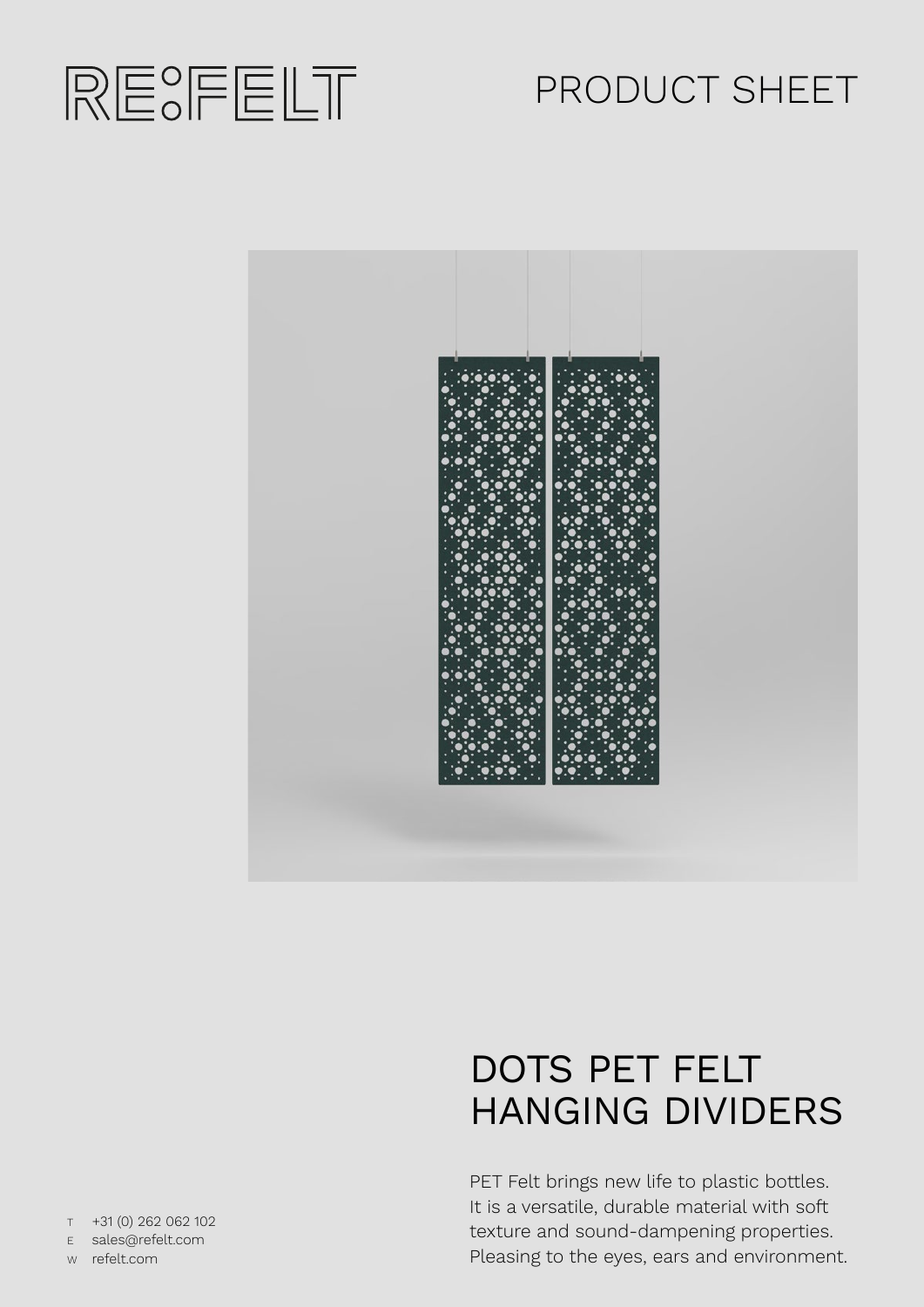RE:FELT

PRODUCT SHEET

# DOTS PET FELT HANGING DIVIDERS

PET Felt brings new life to plastic bottles. It is a versatile, durable material with soft texture and sound-dampening properties. Pleasing to the eyes, ears and environment.

T +31 (0) 262 062 102
E sales@refelt.com
W refelt.com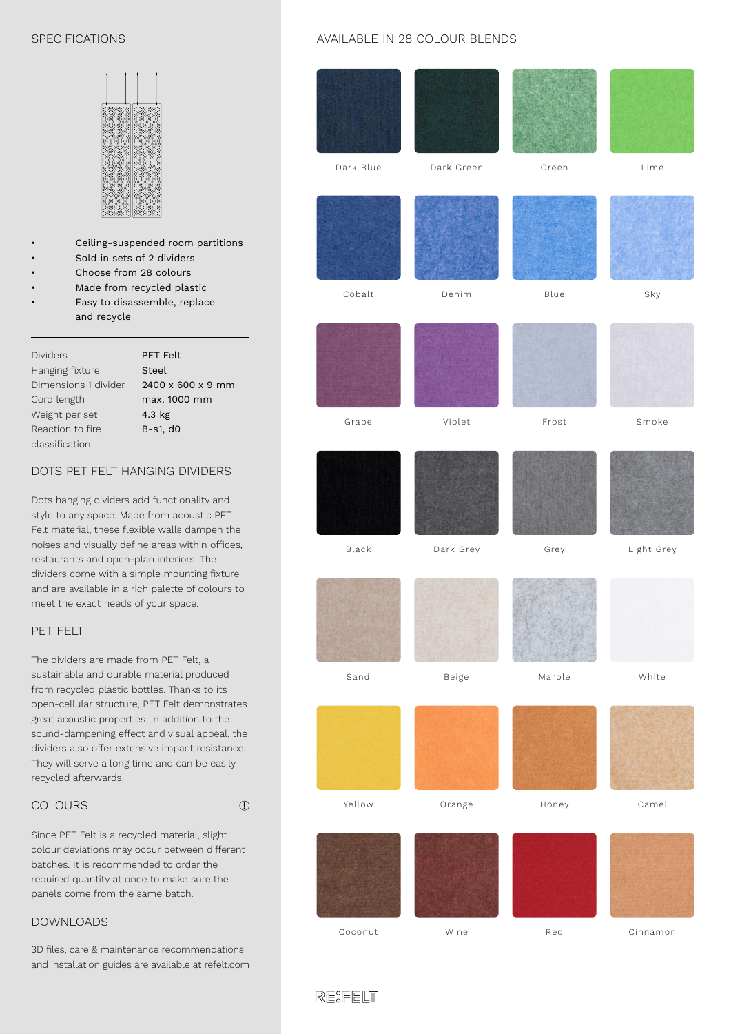## SPECIFICATIONS

- Ceiling-suspended room partitions
- Sold in sets of 2 dividers
- Choose from 28 colours
- Made from recycled plastic
- Easy to disassemble, replace and recycle

| | |
|---|---|
| Dividers | PET Felt |
| Hanging fixture | Steel |
| Dimensions 1 divider | 2400 x 600 x 9 mm |
| Cord length | max. 1000 mm |
| Weight per set | 4.3 kg |
| Reaction to fire classification | B-s1, d0 |

## DOTS PET FELT HANGING DIVIDERS

Dots hanging dividers add functionality and style to any space. Made from acoustic PET Felt material, these flexible walls dampen the noises and visually define areas within offices, restaurants and open-plan interiors. The dividers come with a simple mounting fixture and are available in a rich palette of colours to meet the exact needs of your space.

## PET FELT

The dividers are made from PET Felt, a sustainable and durable material produced from recycled plastic bottles. Thanks to its open-cellular structure, PET Felt demonstrates great acoustic properties. In addition to the sound-dampening effect and visual appeal, the dividers also offer extensive impact resistance. They will serve a long time and can be easily recycled afterwards.

## COLOURS

Since PET Felt is a recycled material, slight colour deviations may occur between different batches. It is recommended to order the required quantity at once to make sure the panels come from the same batch.

## DOWNLOADS

3D files, care & maintenance recommendations and installation guides are available at refelt.com

## AVAILABLE IN 28 COLOUR BLENDS

Dark Blue
Dark Green
Green
Lime
Cobalt
Denim
Blue
Sky
Grape
Violet
Frost
Smoke
Black
Dark Grey
Grey
Light Grey
Sand
Beige
Marble
White
Yellow
Orange
Honey
Camel
Coconut
Wine
Red
Cinnamon

RE:FELT